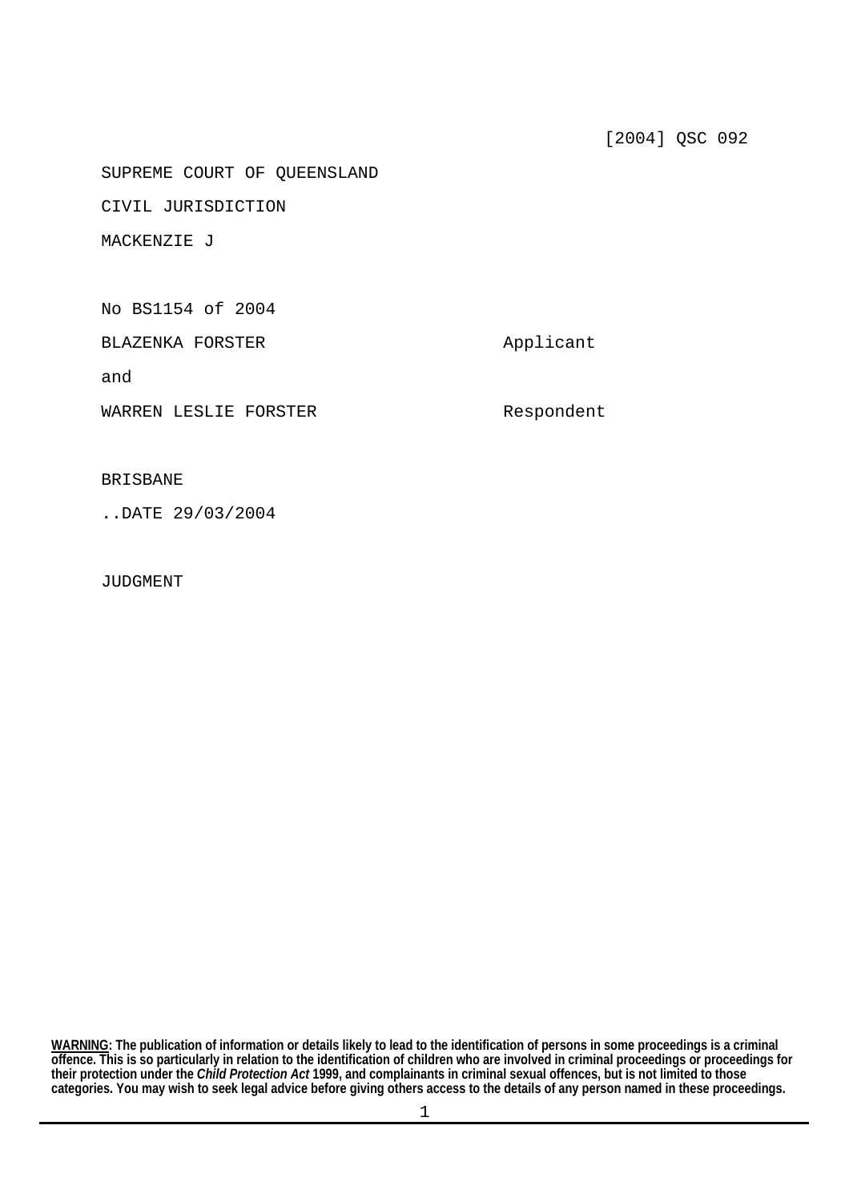[2004] QSC 092

SUPREME COURT OF QUEENSLAND

CIVIL JURISDICTION

MACKENZIE J

No BS1154 of 2004

| | |
|---|---|
| BLAZENKA FORSTER | Applicant |
| and | |
| WARREN LESLIE FORSTER | Respondent |

BRISBANE

..DATE 29/03/2004

JUDGMENT

**WARNING: The publication of information or details likely to lead to the identification of persons in some proceedings is a criminal offence. This is so particularly in relation to the identification of children who are involved in criminal proceedings or proceedings for their protection under the *Child Protection Act* 1999, and complainants in criminal sexual offences, but is not limited to those categories. You may wish to seek legal advice before giving others access to the details of any person named in these proceedings.**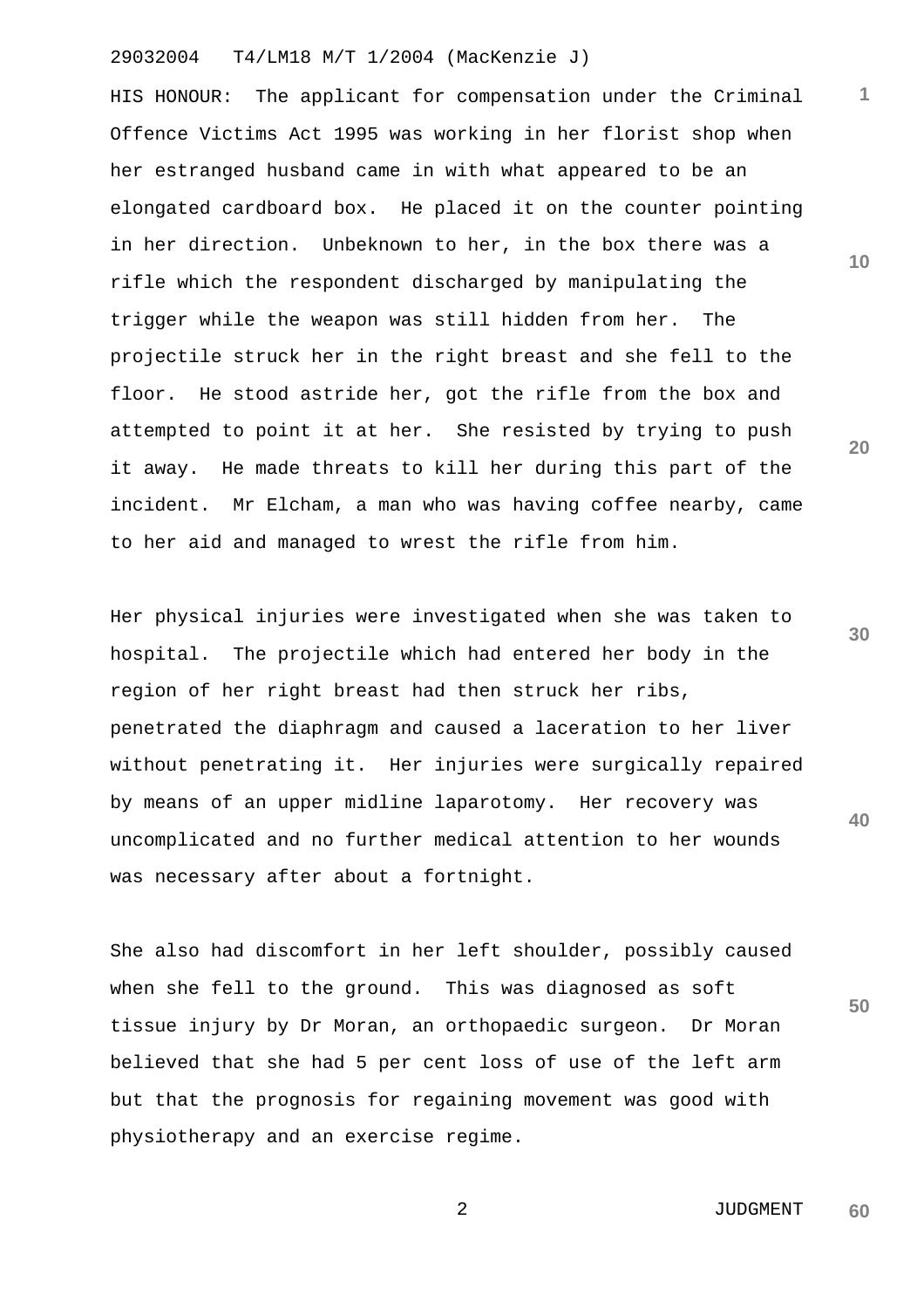HIS HONOUR: The applicant for compensation under the Criminal Offence Victims Act 1995 was working in her florist shop when her estranged husband came in with what appeared to be an elongated cardboard box. He placed it on the counter pointing in her direction. Unbeknown to her, in the box there was a rifle which the respondent discharged by manipulating the trigger while the weapon was still hidden from her. The projectile struck her in the right breast and she fell to the floor. He stood astride her, got the rifle from the box and attempted to point it at her. She resisted by trying to push it away. He made threats to kill her during this part of the incident. Mr Elcham, a man who was having coffee nearby, came to her aid and managed to wrest the rifle from him.

Her physical injuries were investigated when she was taken to hospital. The projectile which had entered her body in the region of her right breast had then struck her ribs, penetrated the diaphragm and caused a laceration to her liver without penetrating it. Her injuries were surgically repaired by means of an upper midline laparotomy. Her recovery was uncomplicated and no further medical attention to her wounds was necessary after about a fortnight.

She also had discomfort in her left shoulder, possibly caused when she fell to the ground. This was diagnosed as soft tissue injury by Dr Moran, an orthopaedic surgeon. Dr Moran believed that she had 5 per cent loss of use of the left arm but that the prognosis for regaining movement was good with physiotherapy and an exercise regime.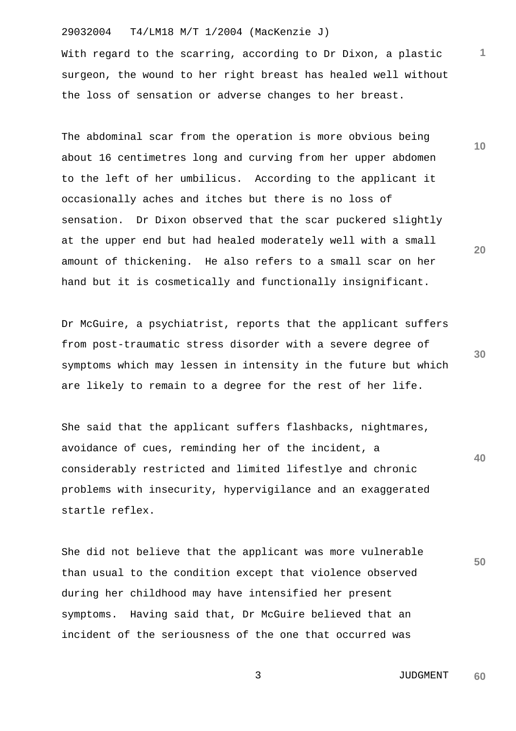With regard to the scarring, according to Dr Dixon, a plastic surgeon, the wound to her right breast has healed well without the loss of sensation or adverse changes to her breast.

The abdominal scar from the operation is more obvious being about 16 centimetres long and curving from her upper abdomen to the left of her umbilicus. According to the applicant it occasionally aches and itches but there is no loss of sensation. Dr Dixon observed that the scar puckered slightly at the upper end but had healed moderately well with a small amount of thickening. He also refers to a small scar on her hand but it is cosmetically and functionally insignificant.

Dr McGuire, a psychiatrist, reports that the applicant suffers from post-traumatic stress disorder with a severe degree of symptoms which may lessen in intensity in the future but which are likely to remain to a degree for the rest of her life.

She said that the applicant suffers flashbacks, nightmares, avoidance of cues, reminding her of the incident, a considerably restricted and limited lifestlye and chronic problems with insecurity, hypervigilance and an exaggerated startle reflex.

She did not believe that the applicant was more vulnerable than usual to the condition except that violence observed during her childhood may have intensified her present symptoms. Having said that, Dr McGuire believed that an incident of the seriousness of the one that occurred was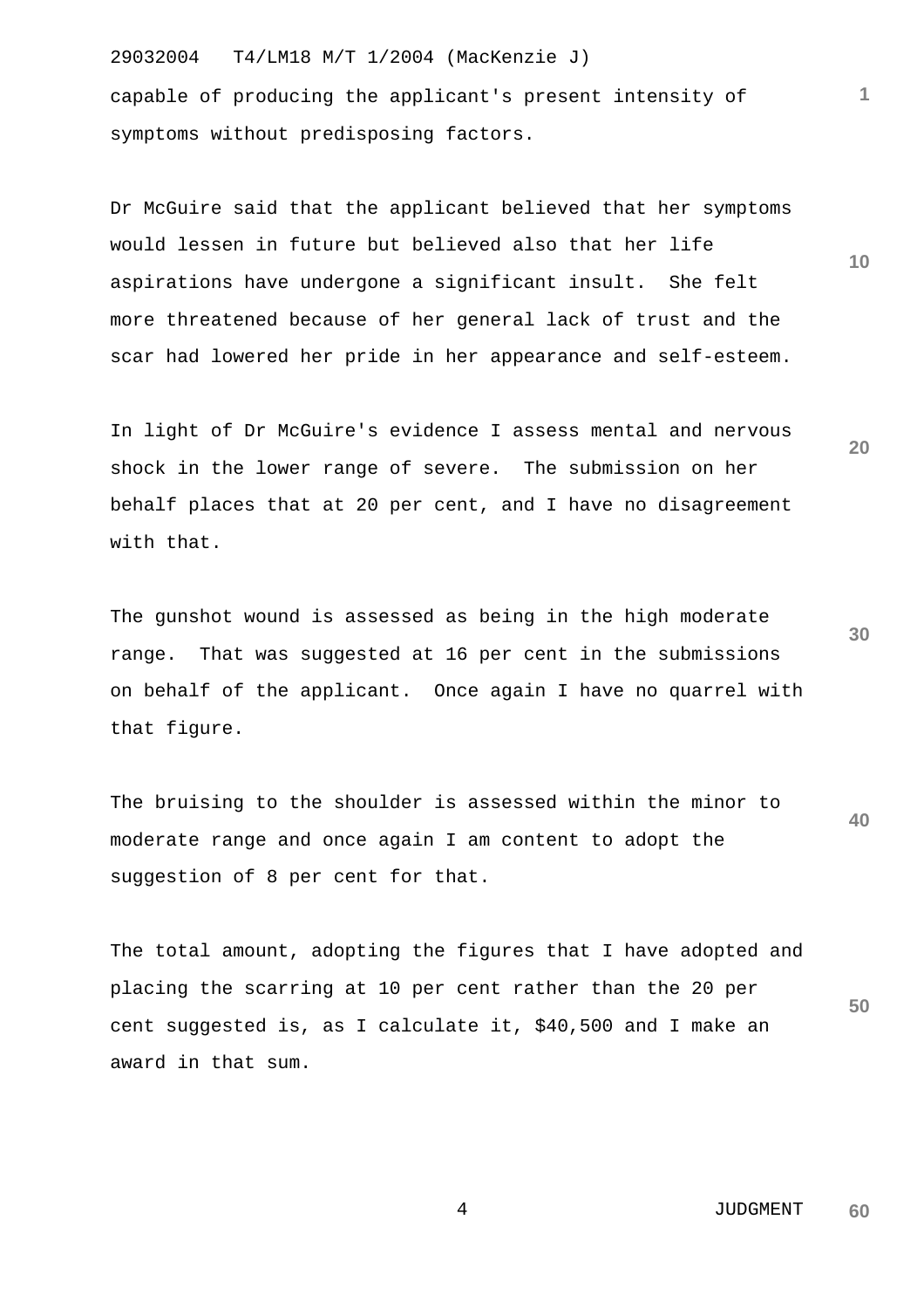capable of producing the applicant's present intensity of symptoms without predisposing factors.

Dr McGuire said that the applicant believed that her symptoms would lessen in future but believed also that her life aspirations have undergone a significant insult. She felt more threatened because of her general lack of trust and the scar had lowered her pride in her appearance and self-esteem.

In light of Dr McGuire's evidence I assess mental and nervous shock in the lower range of severe. The submission on her behalf places that at 20 per cent, and I have no disagreement with that.

The gunshot wound is assessed as being in the high moderate range. That was suggested at 16 per cent in the submissions on behalf of the applicant. Once again I have no quarrel with that figure.

The bruising to the shoulder is assessed within the minor to moderate range and once again I am content to adopt the suggestion of 8 per cent for that.

The total amount, adopting the figures that I have adopted and placing the scarring at 10 per cent rather than the 20 per cent suggested is, as I calculate it, $40,500 and I make an award in that sum.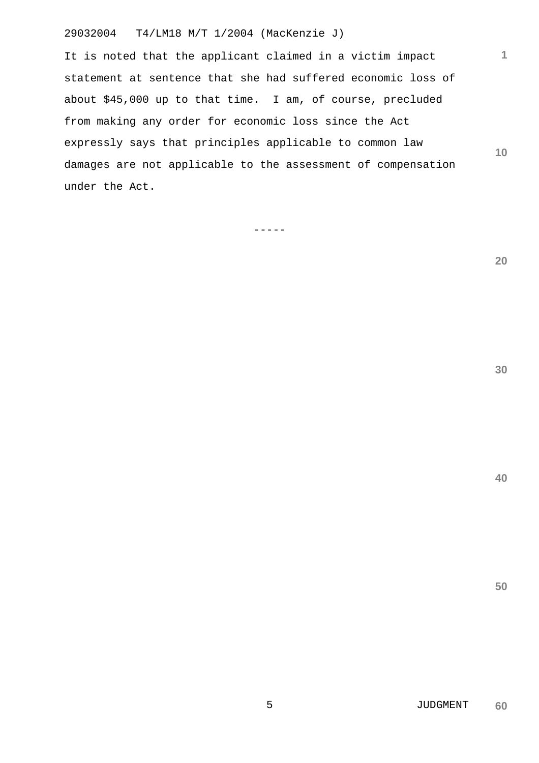It is noted that the applicant claimed in a victim impact statement at sentence that she had suffered economic loss of about $45,000 up to that time. I am, of course, precluded from making any order for economic loss since the Act expressly says that principles applicable to common law damages are not applicable to the assessment of compensation under the Act.

-----